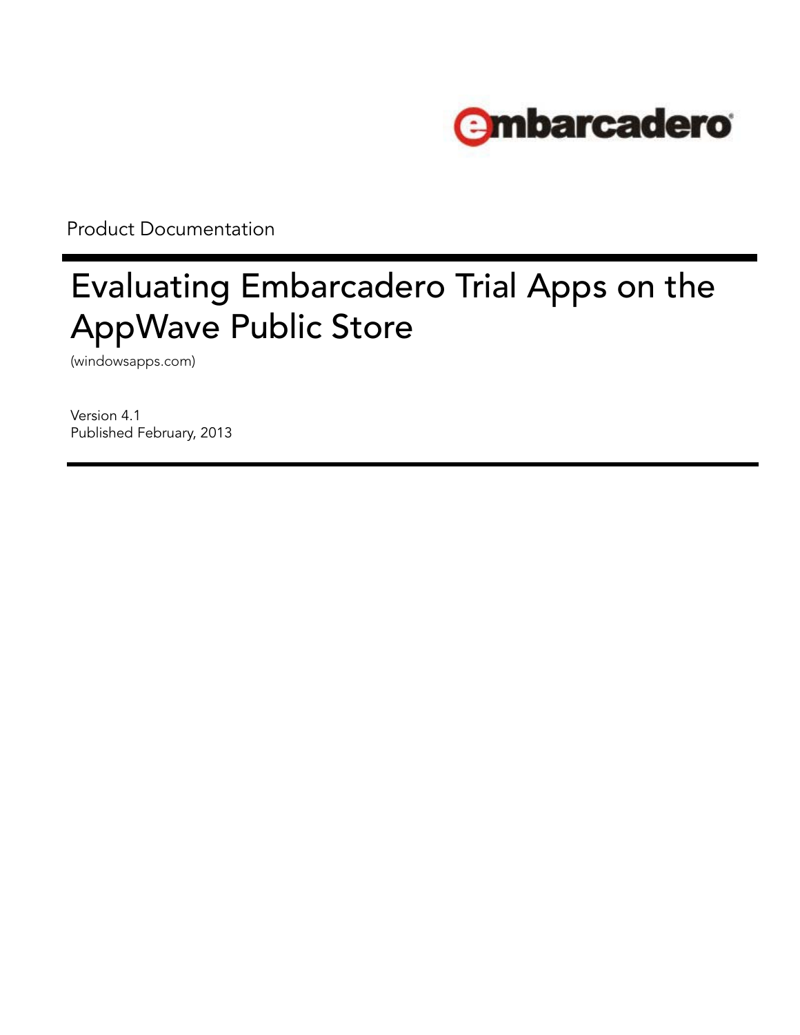embarcadero

Product Documentation

# Evaluating Embarcadero Trial Apps on the AppWave Public Store

(windowsapps.com)

Version 4.1
Published February, 2013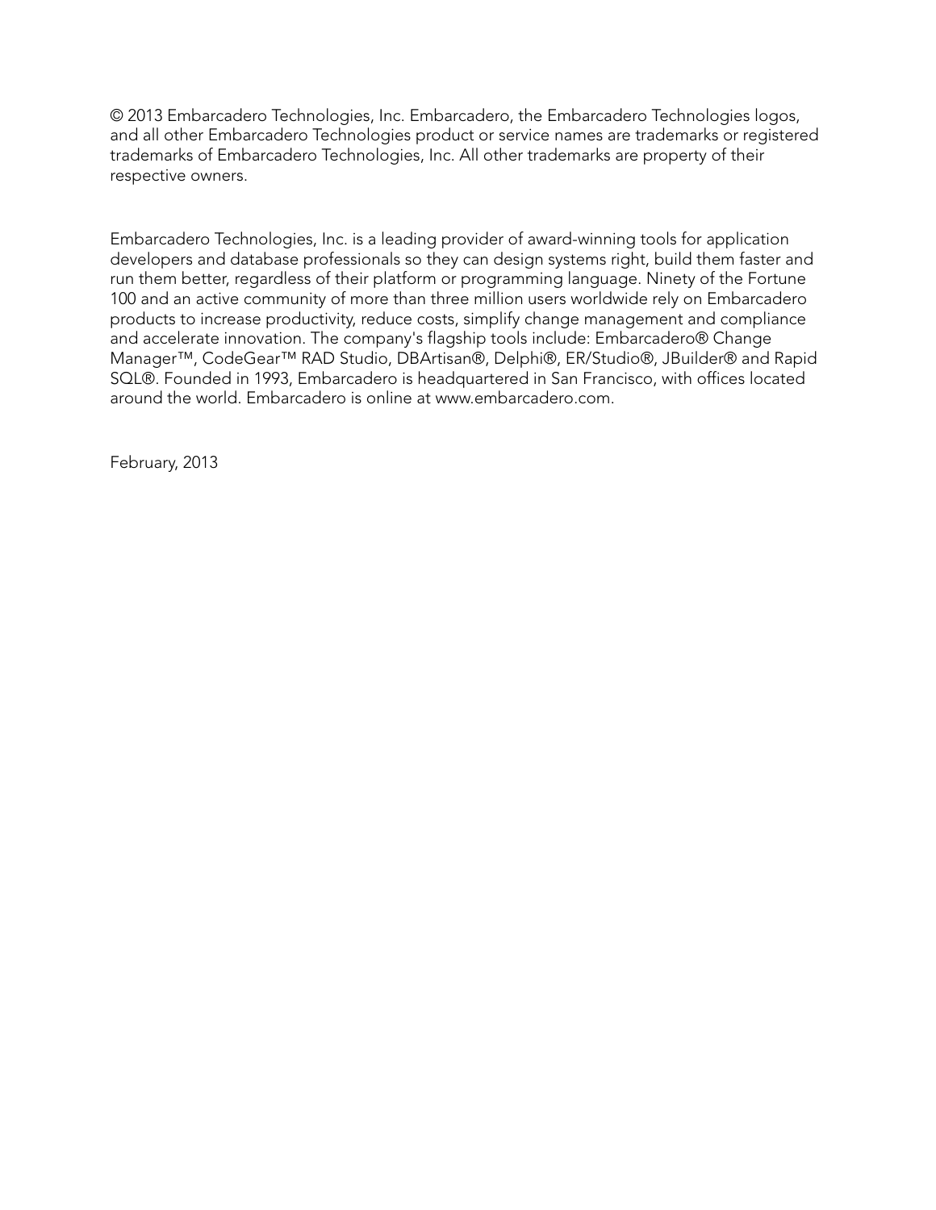© 2013 Embarcadero Technologies, Inc. Embarcadero, the Embarcadero Technologies logos, and all other Embarcadero Technologies product or service names are trademarks or registered trademarks of Embarcadero Technologies, Inc. All other trademarks are property of their respective owners.

Embarcadero Technologies, Inc. is a leading provider of award-winning tools for application developers and database professionals so they can design systems right, build them faster and run them better, regardless of their platform or programming language. Ninety of the Fortune 100 and an active community of more than three million users worldwide rely on Embarcadero products to increase productivity, reduce costs, simplify change management and compliance and accelerate innovation. The company's flagship tools include: Embarcadero® Change Manager™, CodeGear™ RAD Studio, DBArtisan®, Delphi®, ER/Studio®, JBuilder® and Rapid SQL®. Founded in 1993, Embarcadero is headquartered in San Francisco, with offices located around the world. Embarcadero is online at www.embarcadero.com.

February, 2013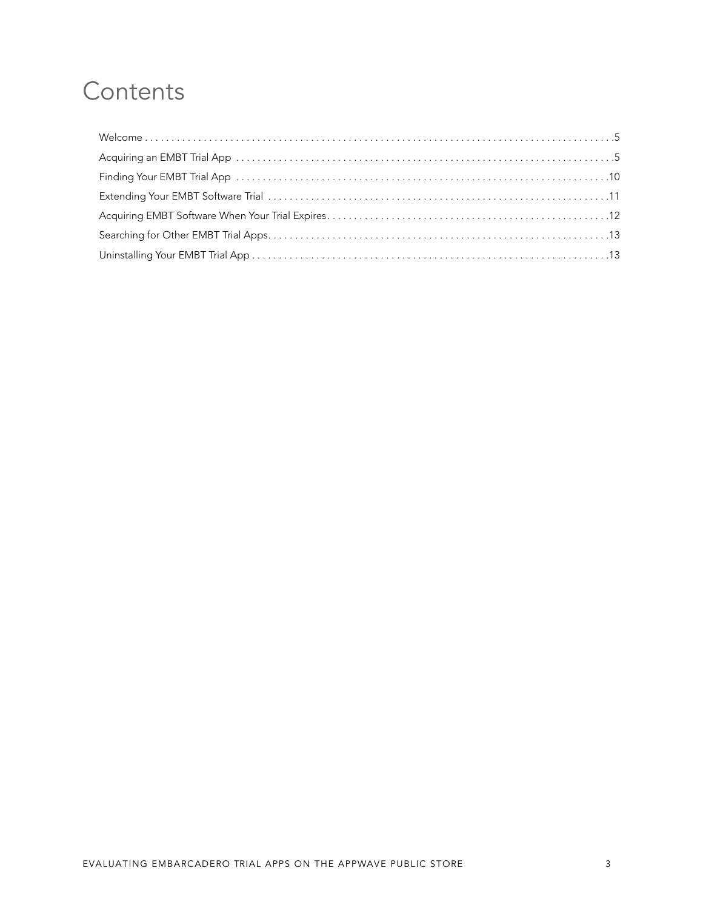# Contents

Welcome . . . . . . . . . . . . . . . . . . . . . . . . . . . . . . . . . . . . . . . . . . . . . . . . . . . . . . . . . . . . . . . . . . . . . . . . . . . . . . . . . .5

Acquiring an EMBT Trial App . . . . . . . . . . . . . . . . . . . . . . . . . . . . . . . . . . . . . . . . . . . . . . . . . . . . . . . . . . . . . . . . . . . . . .5

Finding Your EMBT Trial App . . . . . . . . . . . . . . . . . . . . . . . . . . . . . . . . . . . . . . . . . . . . . . . . . . . . . . . . . . . . . . . . . . . . .10

Extending Your EMBT Software Trial . . . . . . . . . . . . . . . . . . . . . . . . . . . . . . . . . . . . . . . . . . . . . . . . . . . . . . . . . . . . . .11

Acquiring EMBT Software When Your Trial Expires. . . . . . . . . . . . . . . . . . . . . . . . . . . . . . . . . . . . . . . . . . . . . . . . . . .12

Searching for Other EMBT Trial Apps. . . . . . . . . . . . . . . . . . . . . . . . . . . . . . . . . . . . . . . . . . . . . . . . . . . . . . . . . . . . . . .13

Uninstalling Your EMBT Trial App . . . . . . . . . . . . . . . . . . . . . . . . . . . . . . . . . . . . . . . . . . . . . . . . . . . . . . . . . . . . . . . . .13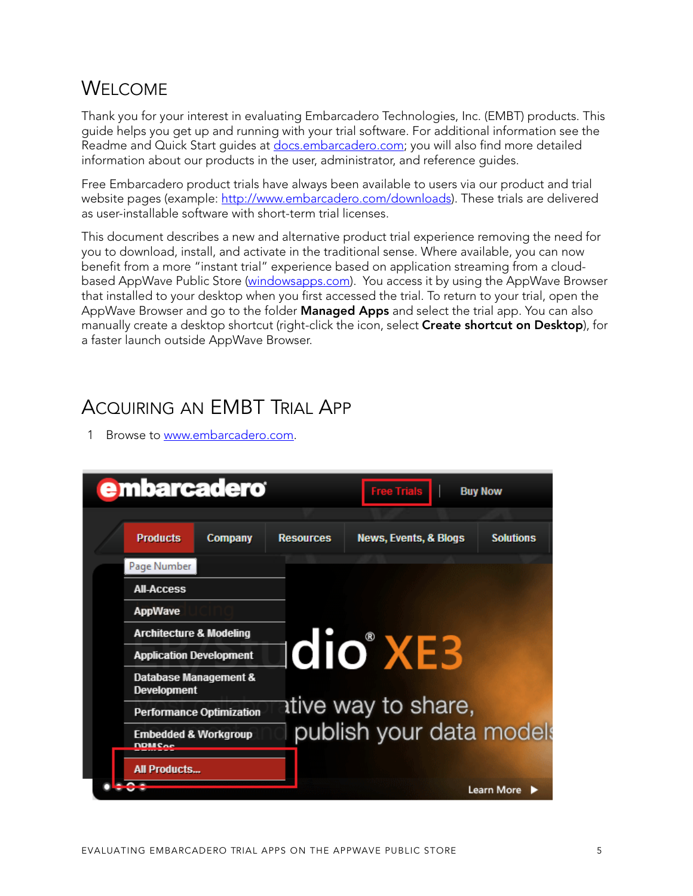# Welcome

Thank you for your interest in evaluating Embarcadero Technologies, Inc. (EMBT) products. This guide helps you get up and running with your trial software. For additional information see the Readme and Quick Start guides at docs.embarcadero.com; you will also find more detailed information about our products in the user, administrator, and reference guides.

Free Embarcadero product trials have always been available to users via our product and trial website pages (example: http://www.embarcadero.com/downloads). These trials are delivered as user-installable software with short-term trial licenses.

This document describes a new and alternative product trial experience removing the need for you to download, install, and activate in the traditional sense. Where available, you can now benefit from a more "instant trial" experience based on application streaming from a cloud-based AppWave Public Store (windowsapps.com). You access it by using the AppWave Browser that installed to your desktop when you first accessed the trial. To return to your trial, open the AppWave Browser and go to the folder **Managed Apps** and select the trial app. You can also manually create a desktop shortcut (right-click the icon, select **Create shortcut on Desktop**), for a faster launch outside AppWave Browser.

# Acquiring an EMBT Trial App

1 Browse to www.embarcadero.com.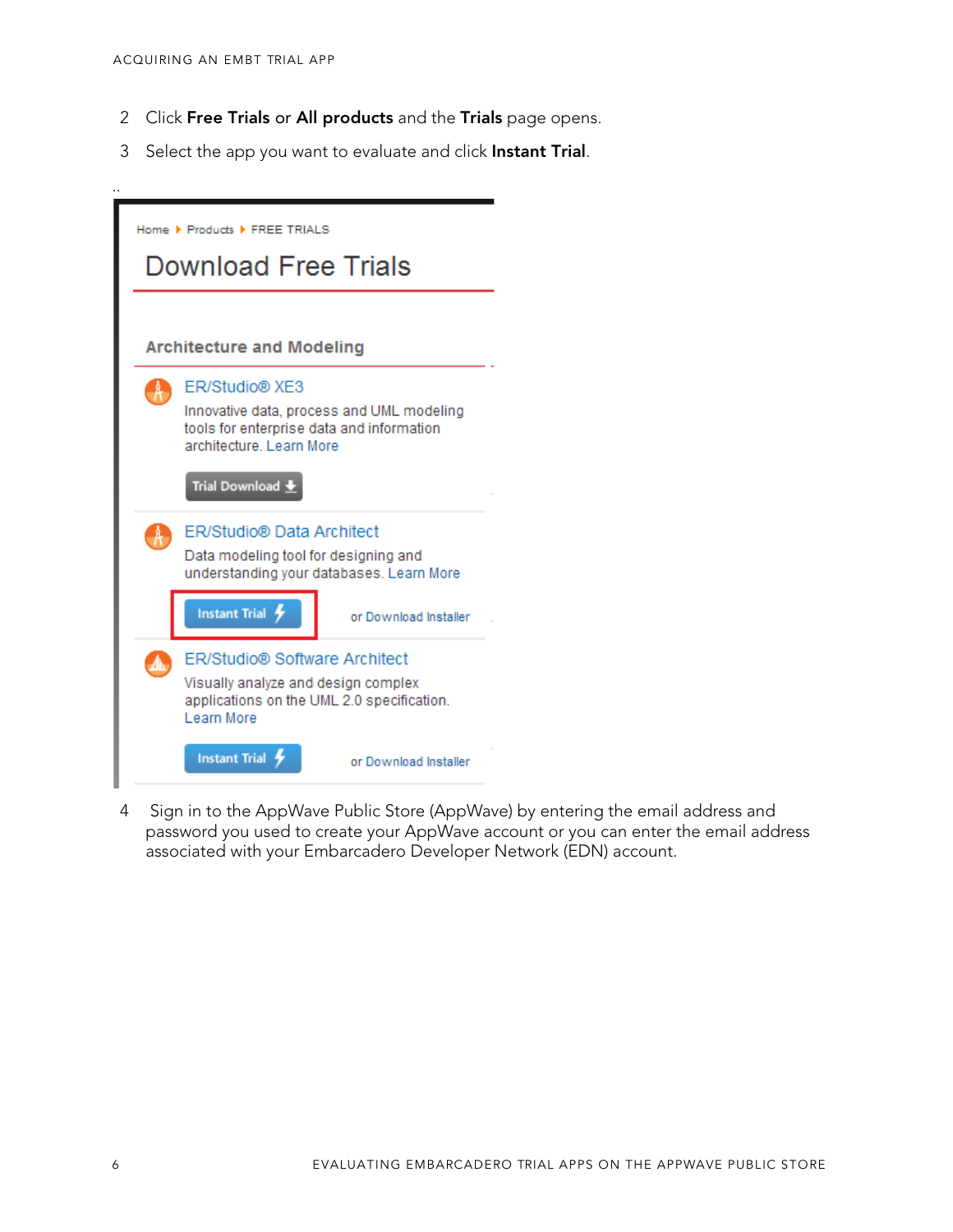2. Click **Free Trials** or **All products** and the **Trials** page opens.
3. Select the app you want to evaluate and click **Instant Trial**.

4. Sign in to the AppWave Public Store (AppWave) by entering the email address and password you used to create your AppWave account or you can enter the email address associated with your Embarcadero Developer Network (EDN) account.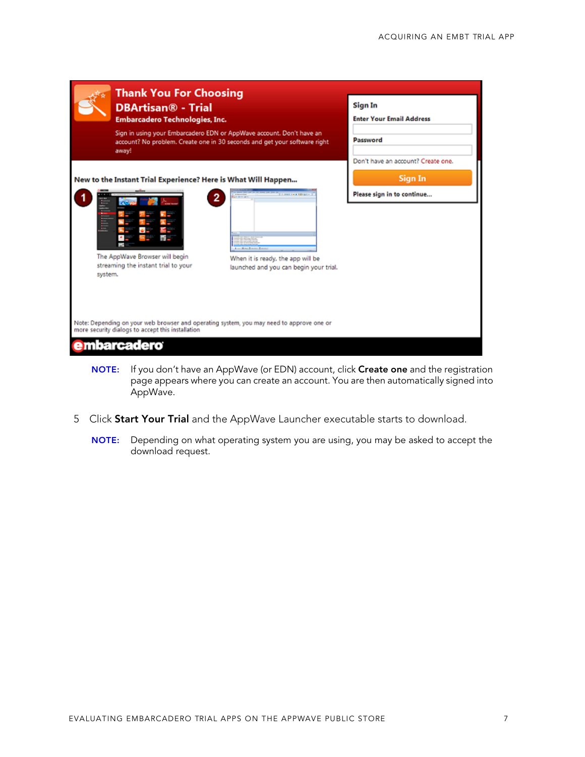**Thank You For Choosing DBArtisan® - Trial**

**Embarcadero Technologies, Inc.**

Sign in using your Embarcadero EDN or AppWave account. Don't have an account? No problem. Create one in 30 seconds and get your software right away!

**Sign In**

**Enter Your Email Address**

**Password**

Don't have an account? Create one.

**Sign In**

**Please sign in to continue...**

**New to the Instant Trial Experience? Here is What Will Happen...**

1. The AppWave Browser will begin streaming the instant trial to your system.
2. When it is ready, the app will be launched and you can begin your trial.

Note: Depending on your web browser and operating system, you may need to approve one or more security dialogs to accept this installation

embarcadero

**NOTE:** If you don't have an AppWave (or EDN) account, click **Create one** and the registration page appears where you can create an account. You are then automatically signed into AppWave.

5 Click **Start Your Trial** and the AppWave Launcher executable starts to download.

**NOTE:** Depending on what operating system you are using, you may be asked to accept the download request.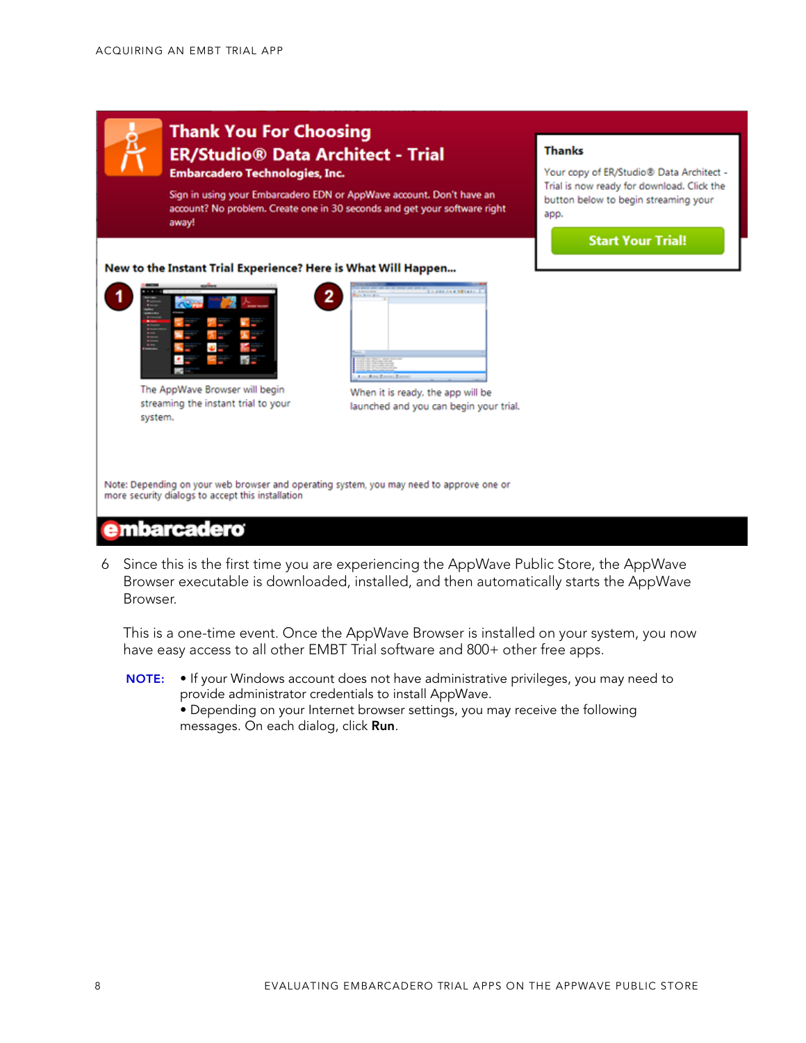Thank You For Choosing
ER/Studio® Data Architect - Trial
Embarcadero Technologies, Inc.

Sign in using your Embarcadero EDN or AppWave account. Don't have an account? No problem. Create one in 30 seconds and get your software right away!

**Thanks**

Your copy of ER/Studio® Data Architect - Trial is now ready for download. Click the button below to begin streaming your app.

Start Your Trial!

**New to the Instant Trial Experience? Here is What Will Happen...**

1 The AppWave Browser will begin streaming the instant trial to your system.

2 When it is ready, the app will be launched and you can begin your trial.

Note: Depending on your web browser and operating system, you may need to approve one or more security dialogs to accept this installation

embarcadero

6 Since this is the first time you are experiencing the AppWave Public Store, the AppWave Browser executable is downloaded, installed, and then automatically starts the AppWave Browser.

   This is a one-time event. Once the AppWave Browser is installed on your system, you now have easy access to all other EMBT Trial software and 800+ other free apps.

   **NOTE:** • If your Windows account does not have administrative privileges, you may need to provide administrator credentials to install AppWave.
   • Depending on your Internet browser settings, you may receive the following messages. On each dialog, click **Run**.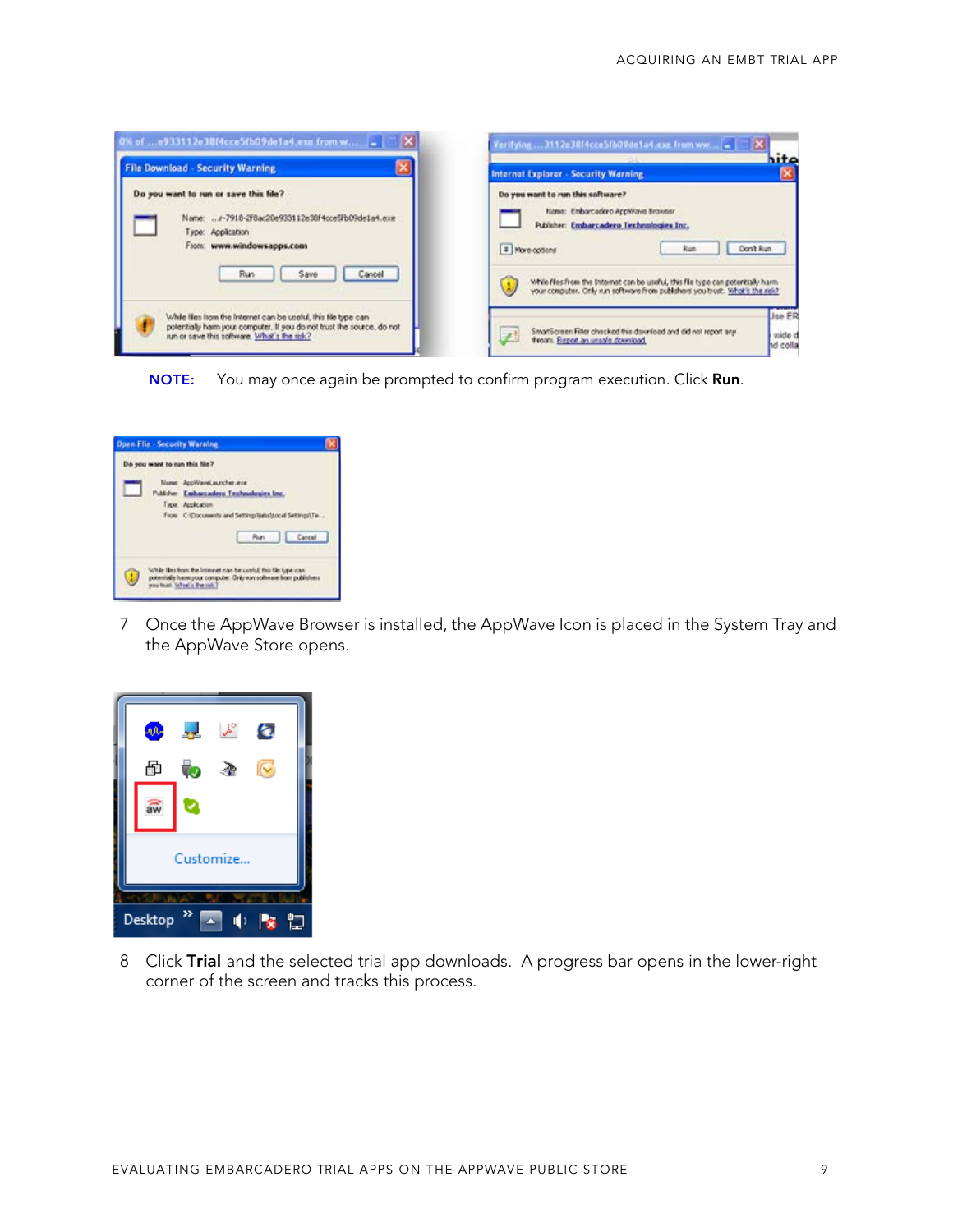**NOTE:** You may once again be prompted to confirm program execution. Click **Run**.

7 Once the AppWave Browser is installed, the AppWave Icon is placed in the System Tray and the AppWave Store opens.

8 Click **Trial** and the selected trial app downloads. A progress bar opens in the lower-right corner of the screen and tracks this process.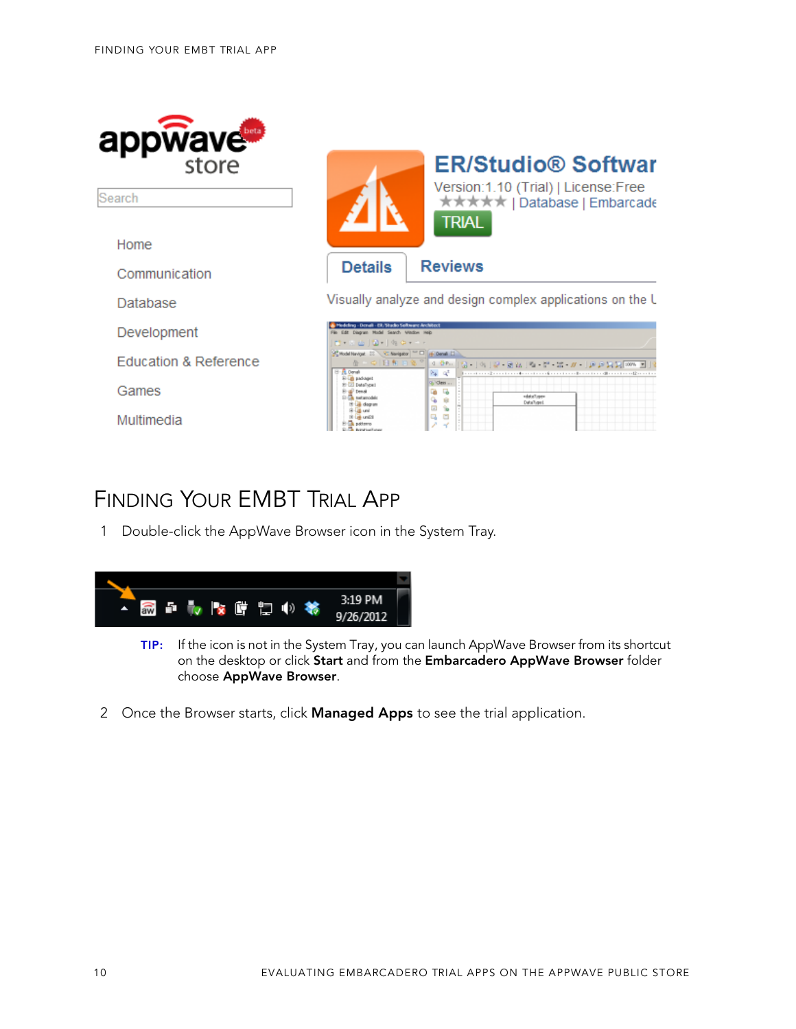## Finding Your EMBT Trial App

1 Double-click the AppWave Browser icon in the System Tray.

**TIP:** If the icon is not in the System Tray, you can launch AppWave Browser from its shortcut on the desktop or click **Start** and from the **Embarcadero AppWave Browser** folder choose **AppWave Browser**.

2 Once the Browser starts, click **Managed Apps** to see the trial application.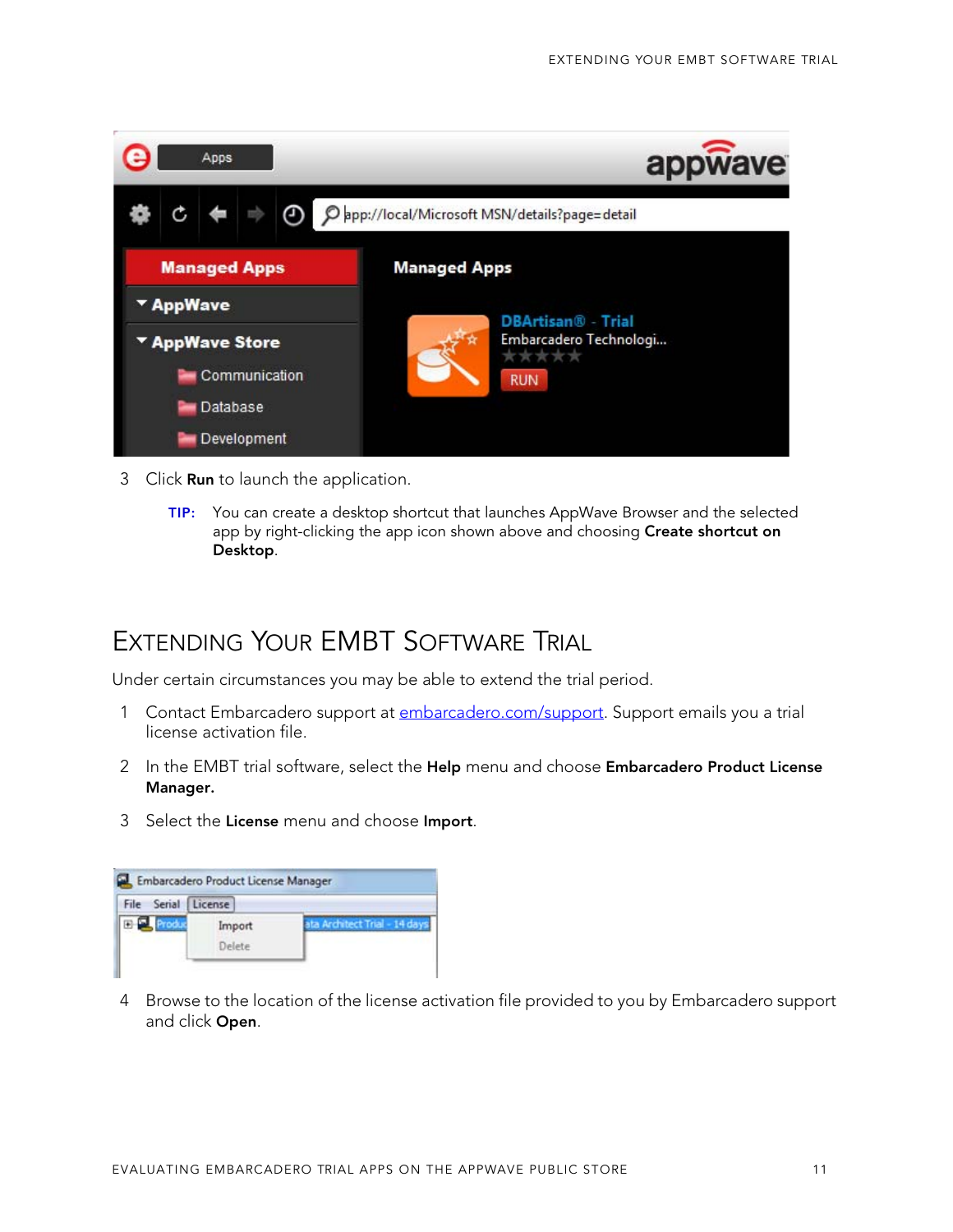3 Click **Run** to launch the application.

**TIP:** You can create a desktop shortcut that launches AppWave Browser and the selected app by right-clicking the app icon shown above and choosing **Create shortcut on Desktop**.

## Extending Your EMBT Software Trial

Under certain circumstances you may be able to extend the trial period.

1. Contact Embarcadero support at [embarcadero.com/support](embarcadero.com/support). Support emails you a trial license activation file.
2. In the EMBT trial software, select the **Help** menu and choose **Embarcadero Product License Manager.**
3. Select the **License** menu and choose **Import**.
4. Browse to the location of the license activation file provided to you by Embarcadero support and click **Open**.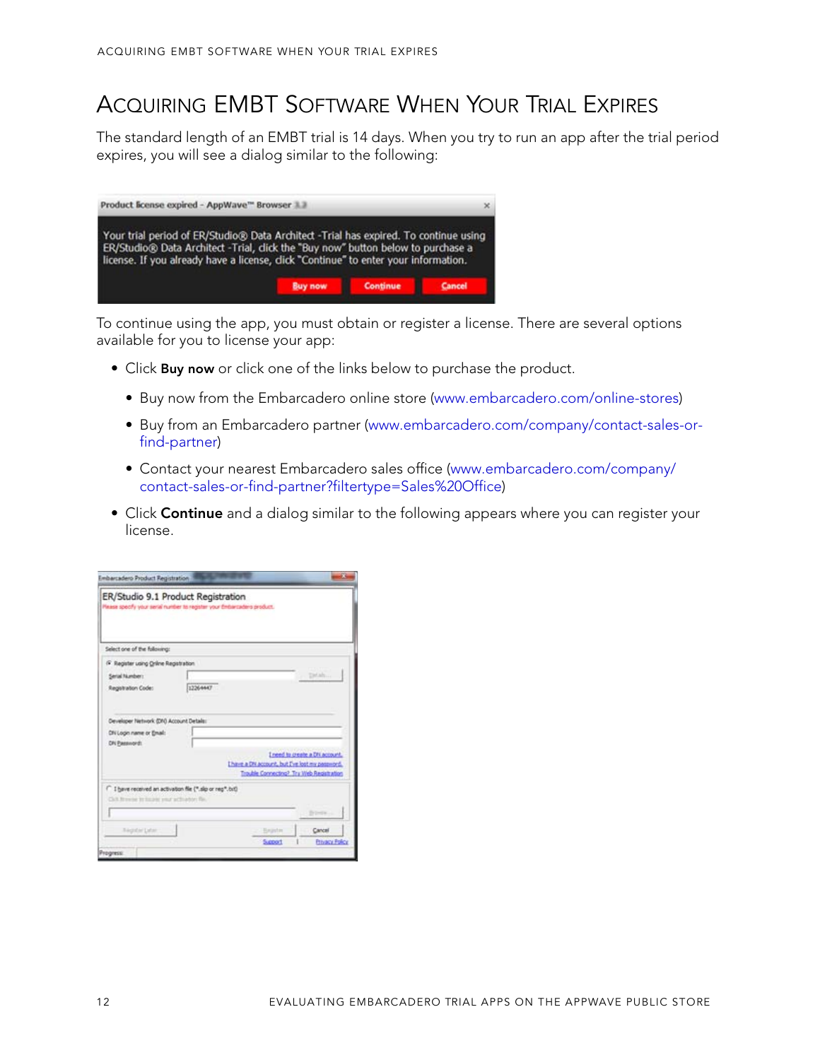# Acquiring EMBT Software When Your Trial Expires

The standard length of an EMBT trial is 14 days. When you try to run an app after the trial period expires, you will see a dialog similar to the following:

To continue using the app, you must obtain or register a license. There are several options available for you to license your app:

- Click **Buy now** or click one of the links below to purchase the product.
  - Buy now from the Embarcadero online store (www.embarcadero.com/online-stores)
  - Buy from an Embarcadero partner (www.embarcadero.com/company/contact-sales-or-find-partner)
  - Contact your nearest Embarcadero sales office (www.embarcadero.com/company/contact-sales-or-find-partner?filtertype=Sales%20Office)
- Click **Continue** and a dialog similar to the following appears where you can register your license.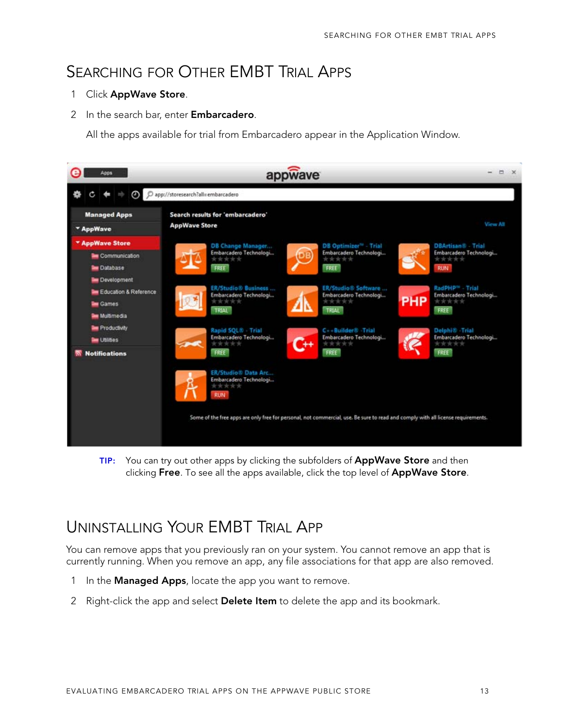## Searching for Other EMBT Trial Apps

1. Click **AppWave Store**.
2. In the search bar, enter **Embarcadero**.

   All the apps available for trial from Embarcadero appear in the Application Window.

**TIP:** You can try out other apps by clicking the subfolders of **AppWave Store** and then clicking **Free**. To see all the apps available, click the top level of **AppWave Store**.

## Uninstalling Your EMBT Trial App

You can remove apps that you previously ran on your system. You cannot remove an app that is currently running. When you remove an app, any file associations for that app are also removed.

1. In the **Managed Apps**, locate the app you want to remove.
2. Right-click the app and select **Delete Item** to delete the app and its bookmark.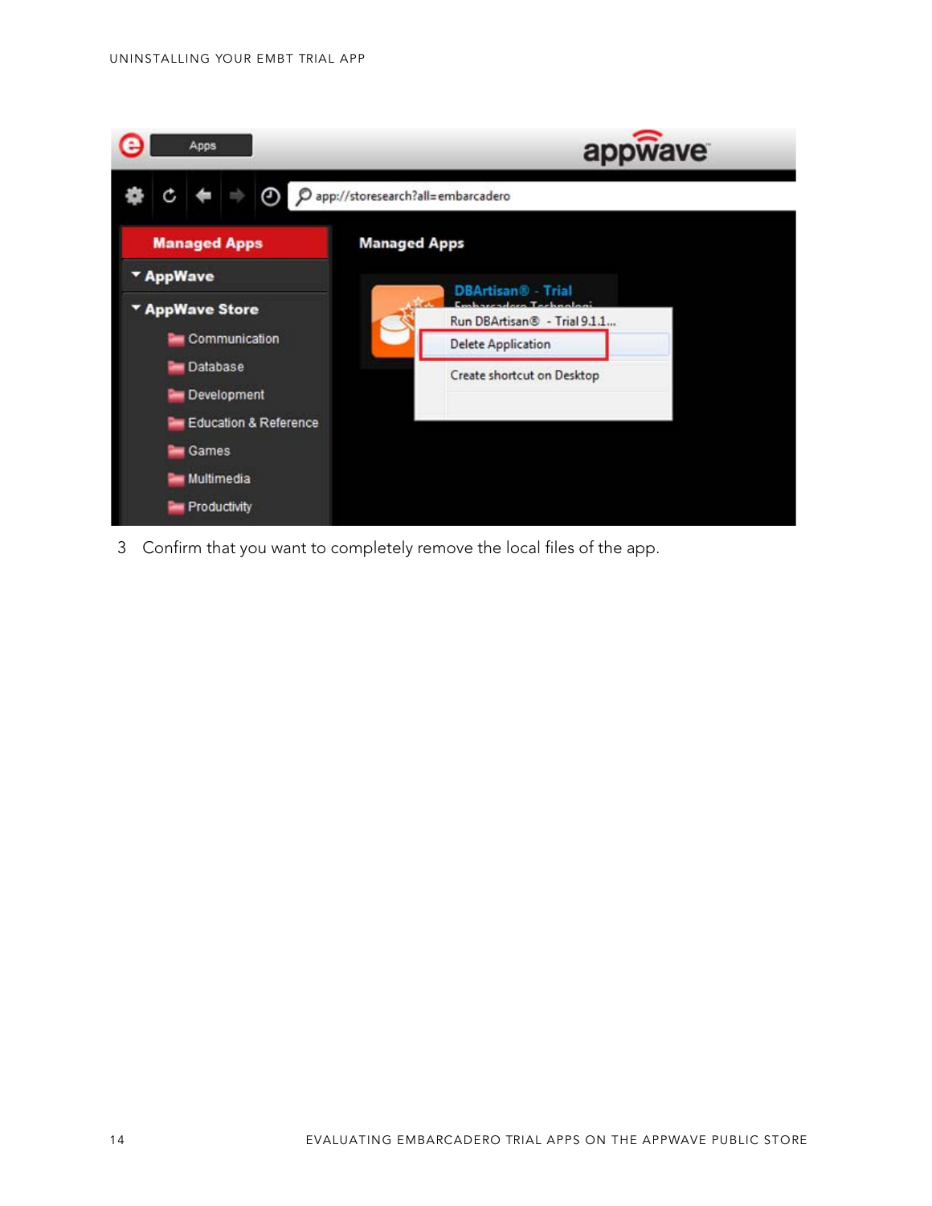3 Confirm that you want to completely remove the local files of the app.